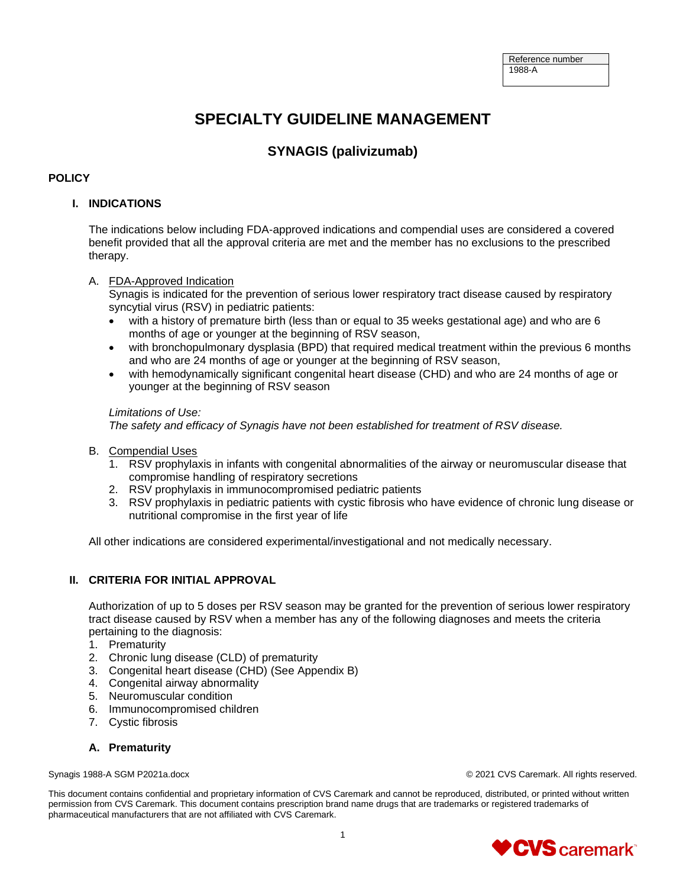| Reference number |
| --- |
| 1988-A |

# SPECIALTY GUIDELINE MANAGEMENT

## SYNAGIS (palivizumab)

**POLICY**

### I. INDICATIONS

The indications below including FDA-approved indications and compendial uses are considered a covered benefit provided that all the approval criteria are met and the member has no exclusions to the prescribed therapy.

A. FDA-Approved Indication
Synagis is indicated for the prevention of serious lower respiratory tract disease caused by respiratory syncytial virus (RSV) in pediatric patients:
- with a history of premature birth (less than or equal to 35 weeks gestational age) and who are 6 months of age or younger at the beginning of RSV season,
- with bronchopulmonary dysplasia (BPD) that required medical treatment within the previous 6 months and who are 24 months of age or younger at the beginning of RSV season,
- with hemodynamically significant congenital heart disease (CHD) and who are 24 months of age or younger at the beginning of RSV season

*Limitations of Use:*
*The safety and efficacy of Synagis have not been established for treatment of RSV disease.*

B. Compendial Uses
1. RSV prophylaxis in infants with congenital abnormalities of the airway or neuromuscular disease that compromise handling of respiratory secretions
2. RSV prophylaxis in immunocompromised pediatric patients
3. RSV prophylaxis in pediatric patients with cystic fibrosis who have evidence of chronic lung disease or nutritional compromise in the first year of life

All other indications are considered experimental/investigational and not medically necessary.

### II. CRITERIA FOR INITIAL APPROVAL

Authorization of up to 5 doses per RSV season may be granted for the prevention of serious lower respiratory tract disease caused by RSV when a member has any of the following diagnoses and meets the criteria pertaining to the diagnosis:
1. Prematurity
2. Chronic lung disease (CLD) of prematurity
3. Congenital heart disease (CHD) (See Appendix B)
4. Congenital airway abnormality
5. Neuromuscular condition
6. Immunocompromised children
7. Cystic fibrosis

**A. Prematurity**

Synagis 1988-A SGM P2021a.docx © 2021 CVS Caremark. All rights reserved.

This document contains confidential and proprietary information of CVS Caremark and cannot be reproduced, distributed, or printed without written permission from CVS Caremark. This document contains prescription brand name drugs that are trademarks or registered trademarks of pharmaceutical manufacturers that are not affiliated with CVS Caremark.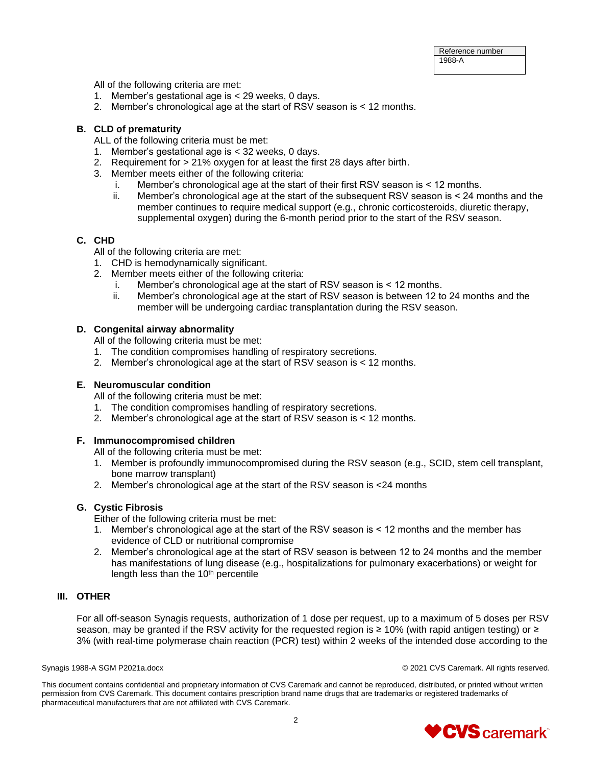All of the following criteria are met:

1. Member's gestational age is < 29 weeks, 0 days.
2. Member's chronological age at the start of RSV season is < 12 months.

**B. CLD of prematurity**

ALL of the following criteria must be met:

1. Member's gestational age is < 32 weeks, 0 days.
2. Requirement for > 21% oxygen for at least the first 28 days after birth.
3. Member meets either of the following criteria:
   i. Member's chronological age at the start of their first RSV season is < 12 months.
   ii. Member's chronological age at the start of the subsequent RSV season is < 24 months and the member continues to require medical support (e.g., chronic corticosteroids, diuretic therapy, supplemental oxygen) during the 6-month period prior to the start of the RSV season.

**C. CHD**

All of the following criteria are met:

1. CHD is hemodynamically significant.
2. Member meets either of the following criteria:
   i. Member's chronological age at the start of RSV season is < 12 months.
   ii. Member's chronological age at the start of RSV season is between 12 to 24 months and the member will be undergoing cardiac transplantation during the RSV season.

**D. Congenital airway abnormality**

All of the following criteria must be met:

1. The condition compromises handling of respiratory secretions.
2. Member's chronological age at the start of RSV season is < 12 months.

**E. Neuromuscular condition**

All of the following criteria must be met:

1. The condition compromises handling of respiratory secretions.
2. Member's chronological age at the start of RSV season is < 12 months.

**F. Immunocompromised children**

All of the following criteria must be met:

1. Member is profoundly immunocompromised during the RSV season (e.g., SCID, stem cell transplant, bone marrow transplant)
2. Member's chronological age at the start of the RSV season is <24 months

**G. Cystic Fibrosis**

Either of the following criteria must be met:

1. Member's chronological age at the start of the RSV season is < 12 months and the member has evidence of CLD or nutritional compromise
2. Member's chronological age at the start of RSV season is between 12 to 24 months and the member has manifestations of lung disease (e.g., hospitalizations for pulmonary exacerbations) or weight for length less than the 10th percentile

## III. OTHER

For all off-season Synagis requests, authorization of 1 dose per request, up to a maximum of 5 doses per RSV season, may be granted if the RSV activity for the requested region is ≥ 10% (with rapid antigen testing) or ≥ 3% (with real-time polymerase chain reaction (PCR) test) within 2 weeks of the intended dose according to the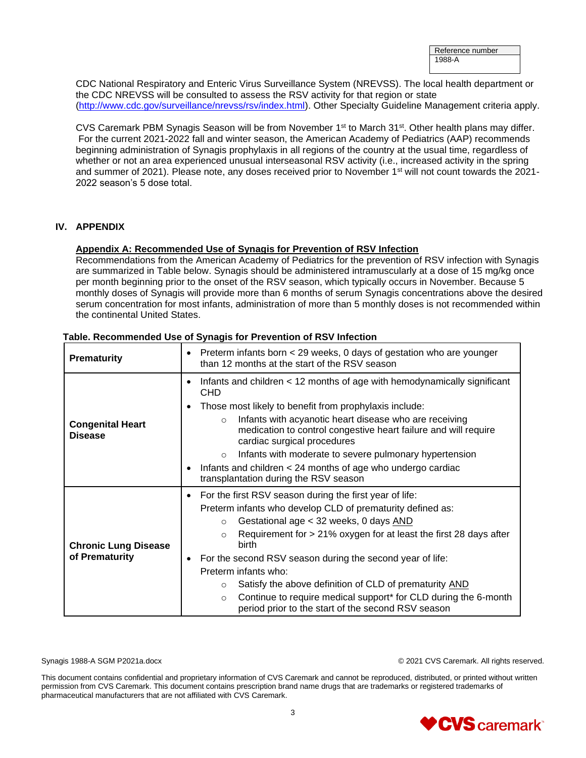CDC National Respiratory and Enteric Virus Surveillance System (NREVSS). The local health department or the CDC NREVSS will be consulted to assess the RSV activity for that region or state (http://www.cdc.gov/surveillance/nrevss/rsv/index.html). Other Specialty Guideline Management criteria apply.

CVS Caremark PBM Synagis Season will be from November 1st to March 31st. Other health plans may differ. For the current 2021-2022 fall and winter season, the American Academy of Pediatrics (AAP) recommends beginning administration of Synagis prophylaxis in all regions of the country at the usual time, regardless of whether or not an area experienced unusual interseasonal RSV activity (i.e., increased activity in the spring and summer of 2021). Please note, any doses received prior to November 1st will not count towards the 2021-2022 season's 5 dose total.

## IV. APPENDIX

### Appendix A: Recommended Use of Synagis for Prevention of RSV Infection

Recommendations from the American Academy of Pediatrics for the prevention of RSV infection with Synagis are summarized in Table below. Synagis should be administered intramuscularly at a dose of 15 mg/kg once per month beginning prior to the onset of the RSV season, which typically occurs in November. Because 5 monthly doses of Synagis will provide more than 6 months of serum Synagis concentrations above the desired serum concentration for most infants, administration of more than 5 monthly doses is not recommended within the continental United States.

**Table. Recommended Use of Synagis for Prevention of RSV Infection**

| | |
|---|---|
| **Prematurity** | • Preterm infants born < 29 weeks, 0 days of gestation who are younger than 12 months at the start of the RSV season |
| **Congenital Heart Disease** | • Infants and children < 12 months of age with hemodynamically significant CHD<br>• Those most likely to benefit from prophylaxis include:<br>&nbsp;&nbsp;&nbsp;&nbsp;○ Infants with acyanotic heart disease who are receiving medication to control congestive heart failure and will require cardiac surgical procedures<br>&nbsp;&nbsp;&nbsp;&nbsp;○ Infants with moderate to severe pulmonary hypertension<br>• Infants and children < 24 months of age who undergo cardiac transplantation during the RSV season |
| **Chronic Lung Disease of Prematurity** | • For the first RSV season during the first year of life:<br>Preterm infants who develop CLD of prematurity defined as:<br>&nbsp;&nbsp;&nbsp;&nbsp;○ Gestational age < 32 weeks, 0 days AND<br>&nbsp;&nbsp;&nbsp;&nbsp;○ Requirement for > 21% oxygen for at least the first 28 days after birth<br>• For the second RSV season during the second year of life:<br>Preterm infants who:<br>&nbsp;&nbsp;&nbsp;&nbsp;○ Satisfy the above definition of CLD of prematurity AND<br>&nbsp;&nbsp;&nbsp;&nbsp;○ Continue to require medical support* for CLD during the 6-month period prior to the start of the second RSV season |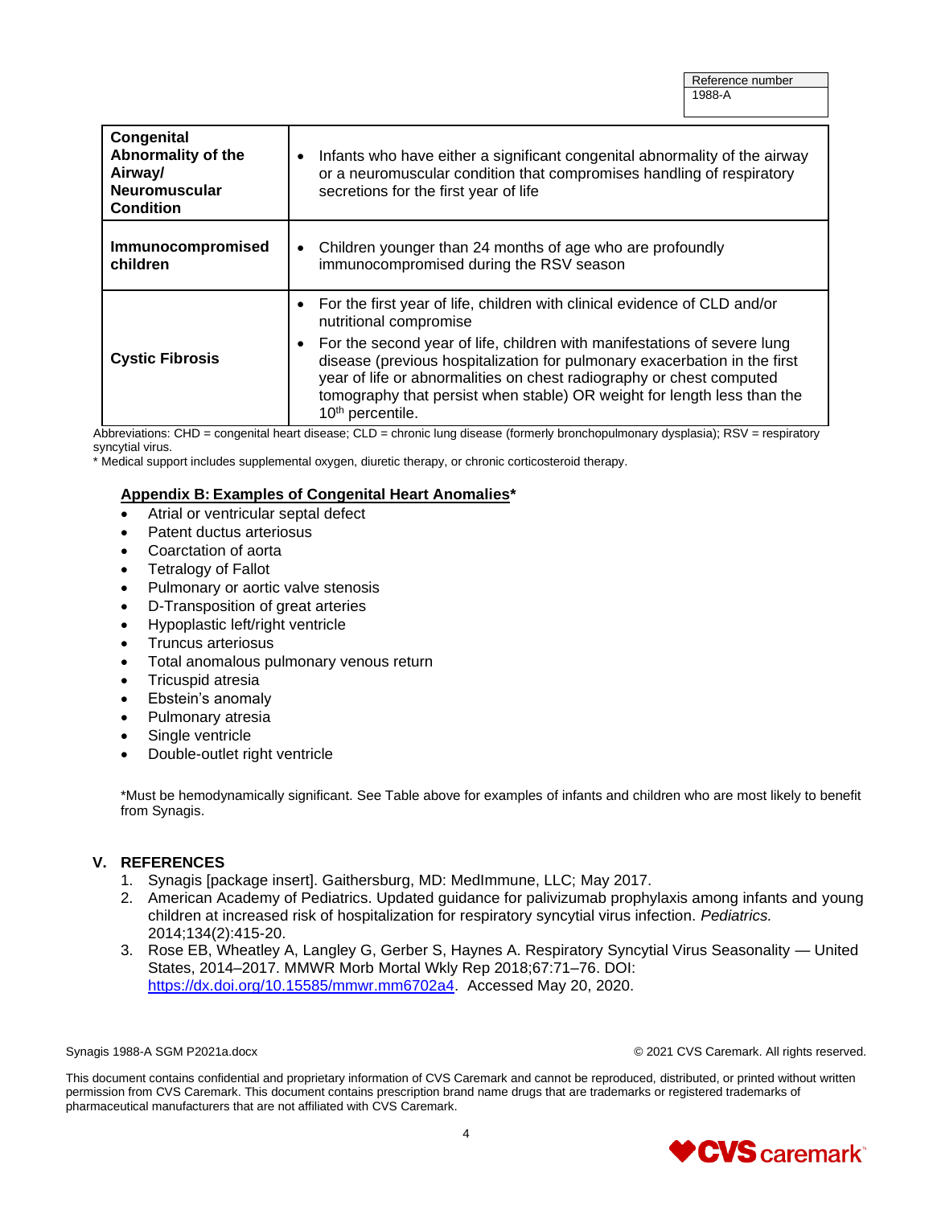| | |
|---|---|
| **Congenital Abnormality of the Airway/ Neuromuscular Condition** | • Infants who have either a significant congenital abnormality of the airway or a neuromuscular condition that compromises handling of respiratory secretions for the first year of life |
| **Immunocompromised children** | • Children younger than 24 months of age who are profoundly immunocompromised during the RSV season |
| **Cystic Fibrosis** | • For the first year of life, children with clinical evidence of CLD and/or nutritional compromise<br>• For the second year of life, children with manifestations of severe lung disease (previous hospitalization for pulmonary exacerbation in the first year of life or abnormalities on chest radiography or chest computed tomography that persist when stable) OR weight for length less than the 10th percentile. |

Abbreviations: CHD = congenital heart disease; CLD = chronic lung disease (formerly bronchopulmonary dysplasia); RSV = respiratory syncytial virus.
* Medical support includes supplemental oxygen, diuretic therapy, or chronic corticosteroid therapy.

**Appendix B: Examples of Congenital Heart Anomalies***

- Atrial or ventricular septal defect
- Patent ductus arteriosus
- Coarctation of aorta
- Tetralogy of Fallot
- Pulmonary or aortic valve stenosis
- D-Transposition of great arteries
- Hypoplastic left/right ventricle
- Truncus arteriosus
- Total anomalous pulmonary venous return
- Tricuspid atresia
- Ebstein's anomaly
- Pulmonary atresia
- Single ventricle
- Double-outlet right ventricle

*Must be hemodynamically significant. See Table above for examples of infants and children who are most likely to benefit from Synagis.

## V. REFERENCES

1. Synagis [package insert]. Gaithersburg, MD: MedImmune, LLC; May 2017.
2. American Academy of Pediatrics. Updated guidance for palivizumab prophylaxis among infants and young children at increased risk of hospitalization for respiratory syncytial virus infection. *Pediatrics.* 2014;134(2):415-20.
3. Rose EB, Wheatley A, Langley G, Gerber S, Haynes A. Respiratory Syncytial Virus Seasonality — United States, 2014–2017. MMWR Morb Mortal Wkly Rep 2018;67:71–76. DOI: https://dx.doi.org/10.15585/mmwr.mm6702a4. Accessed May 20, 2020.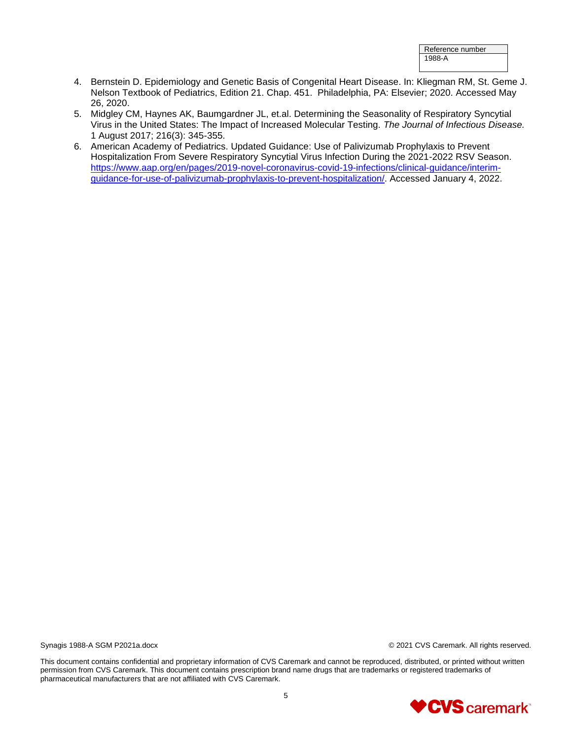4. Bernstein D. Epidemiology and Genetic Basis of Congenital Heart Disease. In: Kliegman RM, St. Geme J. Nelson Textbook of Pediatrics, Edition 21. Chap. 451. Philadelphia, PA: Elsevier; 2020. Accessed May 26, 2020.
5. Midgley CM, Haynes AK, Baumgardner JL, et.al. Determining the Seasonality of Respiratory Syncytial Virus in the United States: The Impact of Increased Molecular Testing. *The Journal of Infectious Disease.* 1 August 2017; 216(3): 345-355.
6. American Academy of Pediatrics. Updated Guidance: Use of Palivizumab Prophylaxis to Prevent Hospitalization From Severe Respiratory Syncytial Virus Infection During the 2021-2022 RSV Season. [https://www.aap.org/en/pages/2019-novel-coronavirus-covid-19-infections/clinical-guidance/interim-guidance-for-use-of-palivizumab-prophylaxis-to-prevent-hospitalization/](https://www.aap.org/en/pages/2019-novel-coronavirus-covid-19-infections/clinical-guidance/interim-guidance-for-use-of-palivizumab-prophylaxis-to-prevent-hospitalization/). Accessed January 4, 2022.

This document contains confidential and proprietary information of CVS Caremark and cannot be reproduced, distributed, or printed without written permission from CVS Caremark. This document contains prescription brand name drugs that are trademarks or registered trademarks of pharmaceutical manufacturers that are not affiliated with CVS Caremark.